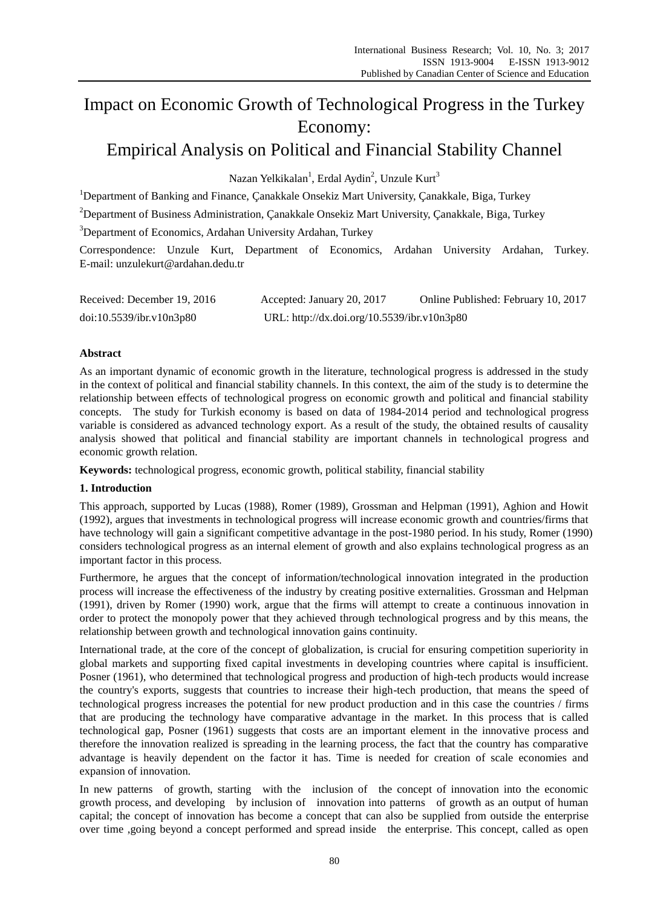# Impact on Economic Growth of Technological Progress in the Turkey Economy:
## Empirical Analysis on Political and Financial Stability Channel

Nazan Yelkikalan[1], Erdal Aydin[2], Unzule Kurt[3]

[1]Department of Banking and Finance, Çanakkale Onsekiz Mart University, Çanakkale, Biga, Turkey

[2]Department of Business Administration, Çanakkale Onsekiz Mart University, Çanakkale, Biga, Turkey

[3]Department of Economics, Ardahan University Ardahan, Turkey

Correspondence: Unzule Kurt, Department of Economics, Ardahan University Ardahan, Turkey. E-mail: unzulekurt@ardahan.dedu.tr

Received: December 19, 2016 Accepted: January 20, 2017 Online Published: February 10, 2017

doi:10.5539/ibr.v10n3p80 URL: http://dx.doi.org/10.5539/ibr.v10n3p80

**Abstract**

As an important dynamic of economic growth in the literature, technological progress is addressed in the study in the context of political and financial stability channels. In this context, the aim of the study is to determine the relationship between effects of technological progress on economic growth and political and financial stability concepts. The study for Turkish economy is based on data of 1984-2014 period and technological progress variable is considered as advanced technology export. As a result of the study, the obtained results of causality analysis showed that political and financial stability are important channels in technological progress and economic growth relation.

**Keywords:** technological progress, economic growth, political stability, financial stability

## 1. Introduction

This approach, supported by Lucas (1988), Romer (1989), Grossman and Helpman (1991), Aghion and Howit (1992), argues that investments in technological progress will increase economic growth and countries/firms that have technology will gain a significant competitive advantage in the post-1980 period. In his study, Romer (1990) considers technological progress as an internal element of growth and also explains technological progress as an important factor in this process.

Furthermore, he argues that the concept of information/technological innovation integrated in the production process will increase the effectiveness of the industry by creating positive externalities. Grossman and Helpman (1991), driven by Romer (1990) work, argue that the firms will attempt to create a continuous innovation in order to protect the monopoly power that they achieved through technological progress and by this means, the relationship between growth and technological innovation gains continuity.

International trade, at the core of the concept of globalization, is crucial for ensuring competition superiority in global markets and supporting fixed capital investments in developing countries where capital is insufficient. Posner (1961), who determined that technological progress and production of high-tech products would increase the country's exports, suggests that countries to increase their high-tech production, that means the speed of technological progress increases the potential for new product production and in this case the countries / firms that are producing the technology have comparative advantage in the market. In this process that is called technological gap, Posner (1961) suggests that costs are an important element in the innovative process and therefore the innovation realized is spreading in the learning process, the fact that the country has comparative advantage is heavily dependent on the factor it has. Time is needed for creation of scale economies and expansion of innovation.

In new patterns of growth, starting with the inclusion of the concept of innovation into the economic growth process, and developing by inclusion of innovation into patterns of growth as an output of human capital; the concept of innovation has become a concept that can also be supplied from outside the enterprise over time ,going beyond a concept performed and spread inside the enterprise. This concept, called as open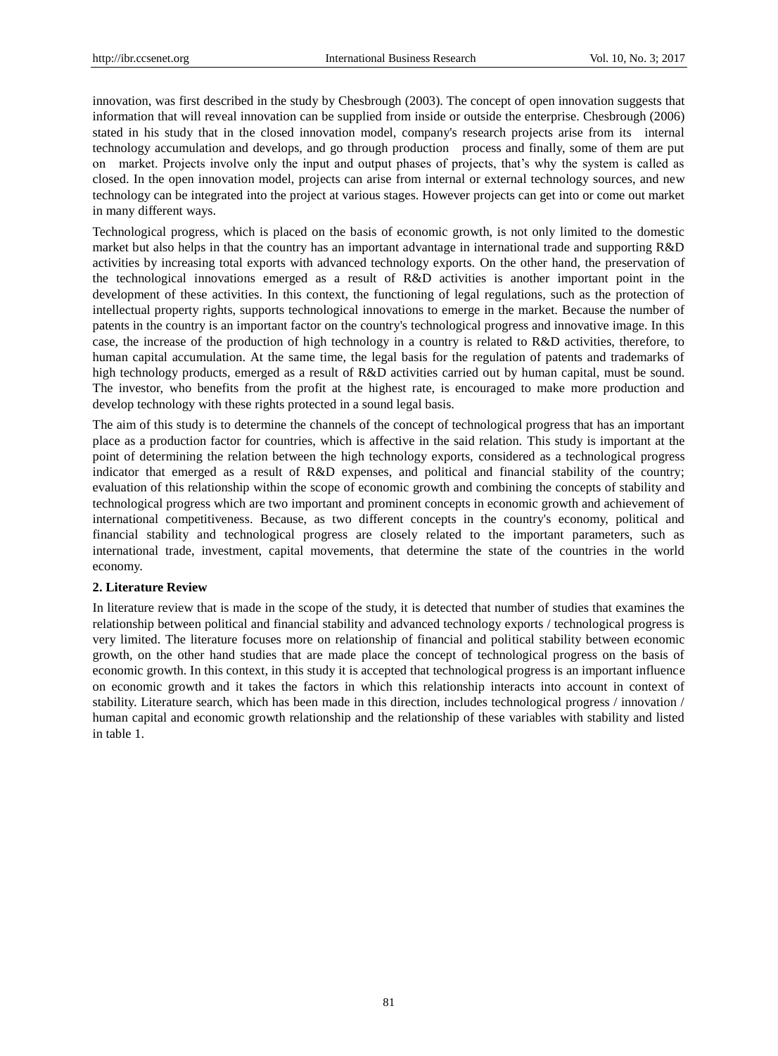innovation, was first described in the study by Chesbrough (2003). The concept of open innovation suggests that information that will reveal innovation can be supplied from inside or outside the enterprise. Chesbrough (2006) stated in his study that in the closed innovation model, company's research projects arise from its internal technology accumulation and develops, and go through production process and finally, some of them are put on market. Projects involve only the input and output phases of projects, that's why the system is called as closed. In the open innovation model, projects can arise from internal or external technology sources, and new technology can be integrated into the project at various stages. However projects can get into or come out market in many different ways.

Technological progress, which is placed on the basis of economic growth, is not only limited to the domestic market but also helps in that the country has an important advantage in international trade and supporting R&D activities by increasing total exports with advanced technology exports. On the other hand, the preservation of the technological innovations emerged as a result of R&D activities is another important point in the development of these activities. In this context, the functioning of legal regulations, such as the protection of intellectual property rights, supports technological innovations to emerge in the market. Because the number of patents in the country is an important factor on the country's technological progress and innovative image. In this case, the increase of the production of high technology in a country is related to R&D activities, therefore, to human capital accumulation. At the same time, the legal basis for the regulation of patents and trademarks of high technology products, emerged as a result of R&D activities carried out by human capital, must be sound. The investor, who benefits from the profit at the highest rate, is encouraged to make more production and develop technology with these rights protected in a sound legal basis.

The aim of this study is to determine the channels of the concept of technological progress that has an important place as a production factor for countries, which is affective in the said relation. This study is important at the point of determining the relation between the high technology exports, considered as a technological progress indicator that emerged as a result of R&D expenses, and political and financial stability of the country; evaluation of this relationship within the scope of economic growth and combining the concepts of stability and technological progress which are two important and prominent concepts in economic growth and achievement of international competitiveness. Because, as two different concepts in the country's economy, political and financial stability and technological progress are closely related to the important parameters, such as international trade, investment, capital movements, that determine the state of the countries in the world economy.

## 2. Literature Review

In literature review that is made in the scope of the study, it is detected that number of studies that examines the relationship between political and financial stability and advanced technology exports / technological progress is very limited. The literature focuses more on relationship of financial and political stability between economic growth, on the other hand studies that are made place the concept of technological progress on the basis of economic growth. In this context, in this study it is accepted that technological progress is an important influence on economic growth and it takes the factors in which this relationship interacts into account in context of stability. Literature search, which has been made in this direction, includes technological progress / innovation / human capital and economic growth relationship and the relationship of these variables with stability and listed in table 1.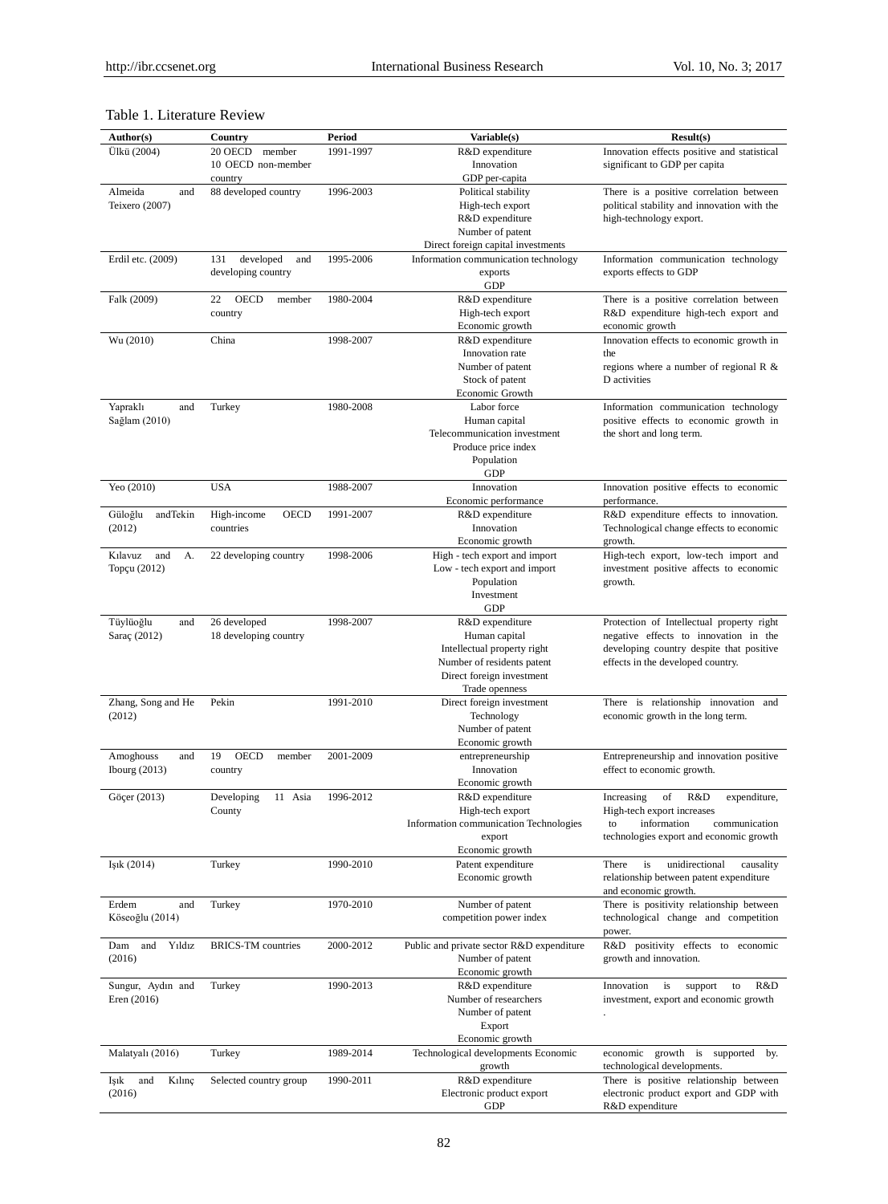Table 1. Literature Review

| Author(s) | Country | Period | Variable(s) | Result(s) |
|---|---|---|---|---|
| Ülkü (2004) | 20 OECD member<br>10 OECD non-member country | 1991-1997 | R&D expenditure<br>Innovation<br>GDP per-capita | Innovation effects positive and statistical significant to GDP per capita |
| Almeida and Teixero (2007) | 88 developed country | 1996-2003 | Political stability<br>High-tech export<br>R&D expenditure<br>Number of patent<br>Direct foreign capital investments | There is a positive correlation between political stability and innovation with the high-technology export. |
| Erdil etc. (2009) | 131 developed and developing country | 1995-2006 | Information communication technology exports<br>GDP | Information communication technology exports effects to GDP |
| Falk (2009) | 22 OECD member country | 1980-2004 | R&D expenditure<br>High-tech export<br>Economic growth | There is a positive correlation between R&D expenditure high-tech export and economic growth |
| Wu (2010) | China | 1998-2007 | R&D expenditure<br>Innovation rate<br>Number of patent<br>Stock of patent<br>Economic Growth | Innovation effects to economic growth in the<br>regions where a number of regional R & D activities |
| Yapraklı and Sağlam (2010) | Turkey | 1980-2008 | Labor force<br>Human capital<br>Telecommunication investment<br>Produce price index<br>Population<br>GDP | Information communication technology positive effects to economic growth in the short and long term. |
| Yeo (2010) | USA | 1988-2007 | Innovation<br>Economic performance | Innovation positive effects to economic performance. |
| Güloğlu andTekin (2012) | High-income OECD countries | 1991-2007 | R&D expenditure<br>Innovation<br>Economic growth | R&D expenditure effects to innovation. Technological change effects to economic growth. |
| Kılavuz and A. Topçu (2012) | 22 developing country | 1998-2006 | High - tech export and import<br>Low - tech export and import<br>Population<br>Investment<br>GDP | High-tech export, low-tech import and investment positive affects to economic growth. |
| Tüylüoğlu and Saraç (2012) | 26 developed<br>18 developing country | 1998-2007 | R&D expenditure<br>Human capital<br>Intellectual property right<br>Number of residents patent<br>Direct foreign investment<br>Trade openness | Protection of Intellectual property right negative effects to innovation in the developing country despite that positive effects in the developed country. |
| Zhang, Song and He (2012) | Pekin | 1991-2010 | Direct foreign investment<br>Technology<br>Number of patent<br>Economic growth | There is relationship innovation and economic growth in the long term. |
| Amoghouss and Ibourg (2013) | 19 OECD member country | 2001-2009 | entrepreneurship<br>Innovation<br>Economic growth | Entrepreneurship and innovation positive effect to economic growth. |
| Göçer (2013) | Developing 11 Asia County | 1996-2012 | R&D expenditure<br>High-tech export<br>Information communication Technologies export<br>Economic growth | Increasing of R&D expenditure, High-tech export increases<br>to information communication technologies export and economic growth |
| Işık (2014) | Turkey | 1990-2010 | Patent expenditure<br>Economic growth | There is unidirectional causality relationship between patent expenditure and economic growth. |
| Erdem and Köseoğlu (2014) | Turkey | 1970-2010 | Number of patent<br>competition power index | There is positivity relationship between technological change and competition power. |
| Dam and Yıldız (2016) | BRICS-TM countries | 2000-2012 | Public and private sector R&D expenditure<br>Number of patent<br>Economic growth | R&D positivity effects to economic growth and innovation. |
| Sungur, Aydın and Eren (2016) | Turkey | 1990-2013 | R&D expenditure<br>Number of researchers<br>Number of patent<br>Export<br>Economic growth | Innovation is support to R&D investment, export and economic growth<br>. |
| Malatyalı (2016) | Turkey | 1989-2014 | Technological developments Economic growth | economic growth is supported by. technological developments. |
| Işık and Kılınç (2016) | Selected country group | 1990-2011 | R&D expenditure<br>Electronic product export<br>GDP | There is positive relationship between electronic product export and GDP with R&D expenditure |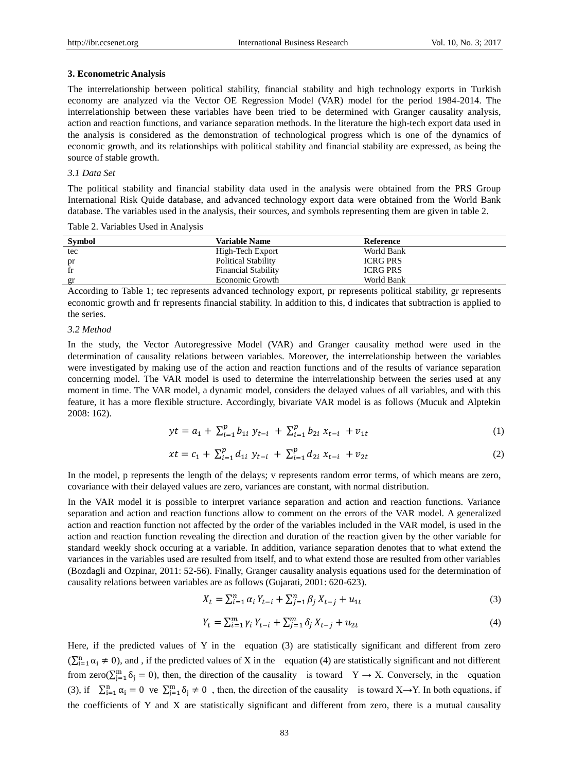### 3. Econometric Analysis

The interrelationship between political stability, financial stability and high technology exports in Turkish economy are analyzed via the Vector OE Regression Model (VAR) model for the period 1984-2014. The interrelationship between these variables have been tried to be determined with Granger causality analysis, action and reaction functions, and variance separation methods. In the literature the high-tech export data used in the analysis is considered as the demonstration of technological progress which is one of the dynamics of economic growth, and its relationships with political stability and financial stability are expressed, as being the source of stable growth.

*3.1 Data Set*

The political stability and financial stability data used in the analysis were obtained from the PRS Group International Risk Quide database, and advanced technology export data were obtained from the World Bank database. The variables used in the analysis, their sources, and symbols representing them are given in table 2.

Table 2. Variables Used in Analysis

| Symbol | Variable Name | Reference |
|---|---|---|
| tec | High-Tech Export | World Bank |
| pr | Political Stability | ICRG PRS |
| fr | Financial Stability | ICRG PRS |
| gr | Economic Growth | World Bank |

According to Table 1; tec represents advanced technology export, pr represents political stability, gr represents economic growth and fr represents financial stability. In addition to this, d indicates that subtraction is applied to the series.

*3.2 Method*

In the study, the Vector Autoregressive Model (VAR) and Granger causality method were used in the determination of causality relations between variables. Moreover, the interrelationship between the variables were investigated by making use of the action and reaction functions and of the results of variance separation concerning model. The VAR model is used to determine the interrelationship between the series used at any moment in time. The VAR model, a dynamic model, considers the delayed values of all variables, and with this feature, it has a more flexible structure. Accordingly, bivariate VAR model is as follows (Mucuk and Alptekin 2008: 162).

$$yt = a_1 + \sum_{i=1}^{p} b_{1i}\, y_{t-i} + \sum_{i=1}^{p} b_{2i}\, x_{t-i} + v_{1t} \tag{1}$$

$$xt = c_1 + \sum_{i=1}^{p} d_{1i}\, y_{t-i} + \sum_{i=1}^{p} d_{2i}\, x_{t-i} + v_{2t} \tag{2}$$

In the model, p represents the length of the delays; v represents random error terms, of which means are zero, covariance with their delayed values are zero, variances are constant, with normal distribution.

In the VAR model it is possible to interpret variance separation and action and reaction functions. Variance separation and action and reaction functions allow to comment on the errors of the VAR model. A generalized action and reaction function not affected by the order of the variables included in the VAR model, is used in the action and reaction function revealing the direction and duration of the reaction given by the other variable for standard weekly shock occuring at a variable. In addition, variance separation denotes that to what extend the variances in the variables used are resulted from itself, and to what extend those are resulted from other variables (Bozdagli and Ozpinar, 2011: 52-56). Finally, Granger causality analysis equations used for the determination of causality relations between variables are as follows (Gujarati, 2001: 620-623).

$$X_t = \sum_{i=1}^{n} \alpha_i\, Y_{t-i} + \sum_{j=1}^{n} \beta_j\, X_{t-j} + u_{1t} \tag{3}$$

$$Y_t = \sum_{i=1}^{m} \gamma_i\, Y_{t-i} + \sum_{j=1}^{m} \delta_j\, X_{t-j} + u_{2t} \tag{4}$$

Here, if the predicted values of Y in the equation (3) are statistically significant and different from zero ($\sum_{i=1}^{n} \alpha_i \neq 0$), and , if the predicted values of X in the equation (4) are statistically significant and not different from zero($\sum_{j=1}^{m} \delta_j = 0$), then, the direction of the causality is toward Y → X. Conversely, in the equation (3), if $\sum_{i=1}^{n} \alpha_i = 0$ ve $\sum_{j=1}^{m} \delta_j \neq 0$ , then, the direction of the causality is toward X→Y. In both equations, if the coefficients of Y and X are statistically significant and different from zero, there is a mutual causality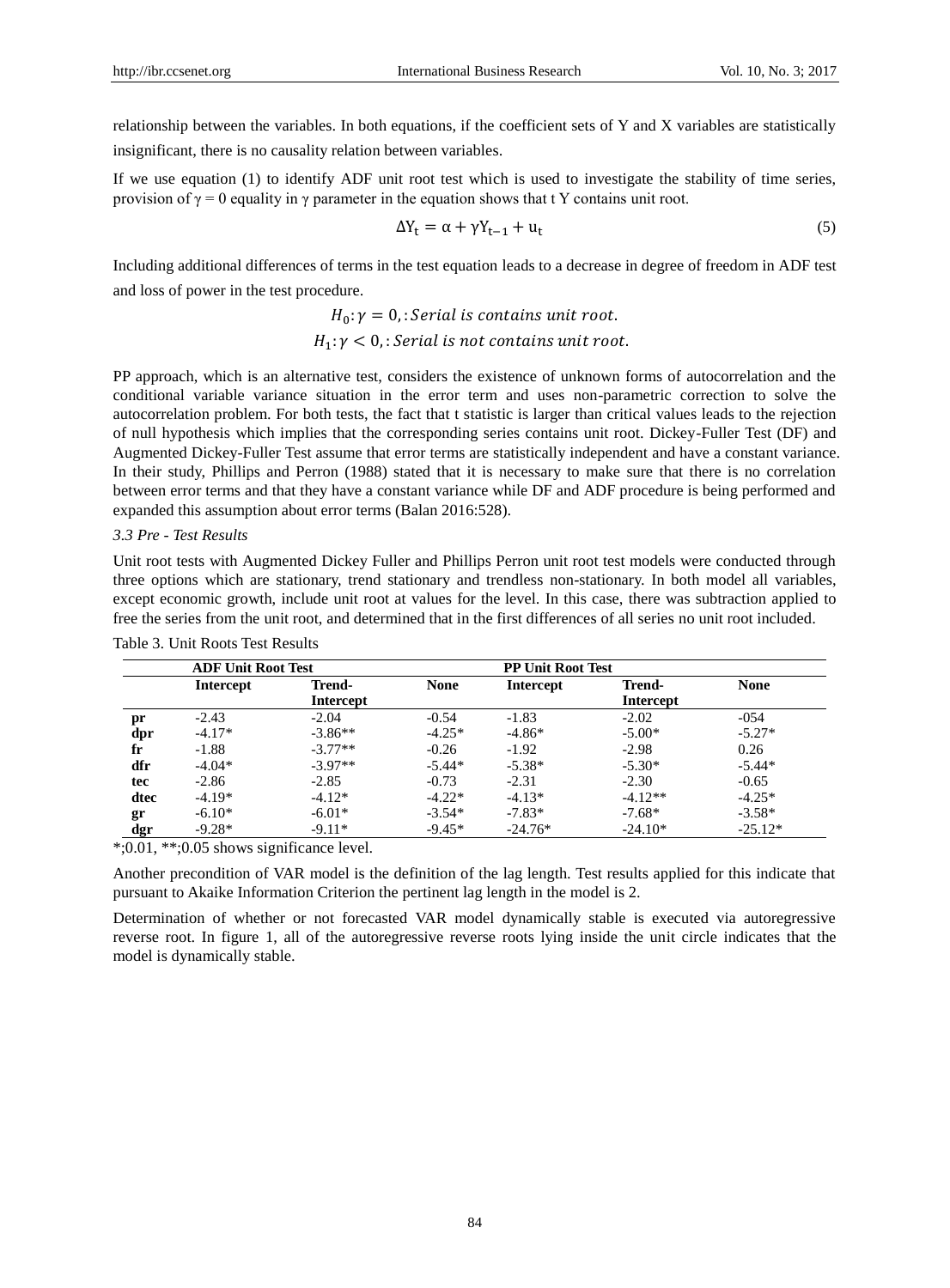relationship between the variables. In both equations, if the coefficient sets of Y and X variables are statistically insignificant, there is no causality relation between variables.

If we use equation (1) to identify ADF unit root test which is used to investigate the stability of time series, provision of $\gamma = 0$ equality in $\gamma$ parameter in the equation shows that t Y contains unit root.

$$\Delta Y_t = \alpha + \gamma Y_{t-1} + u_t \tag{5}$$

Including additional differences of terms in the test equation leads to a decrease in degree of freedom in ADF test and loss of power in the test procedure.

$$H_0: \gamma = 0, : \textit{Serial is contains unit root.}$$
$$H_1: \gamma < 0, : \textit{Serial is not contains unit root.}$$

PP approach, which is an alternative test, considers the existence of unknown forms of autocorrelation and the conditional variable variance situation in the error term and uses non-parametric correction to solve the autocorrelation problem. For both tests, the fact that t statistic is larger than critical values leads to the rejection of null hypothesis which implies that the corresponding series contains unit root. Dickey-Fuller Test (DF) and Augmented Dickey-Fuller Test assume that error terms are statistically independent and have a constant variance. In their study, Phillips and Perron (1988) stated that it is necessary to make sure that there is no correlation between error terms and that they have a constant variance while DF and ADF procedure is being performed and expanded this assumption about error terms (Balan 2016:528).

### *3.3 Pre - Test Results*

Unit root tests with Augmented Dickey Fuller and Phillips Perron unit root test models were conducted through three options which are stationary, trend stationary and trendless non-stationary. In both model all variables, except economic growth, include unit root at values for the level. In this case, there was subtraction applied to free the series from the unit root, and determined that in the first differences of all series no unit root included.

Table 3. Unit Roots Test Results

| | **ADF Unit Root Test** | | | **PP Unit Root Test** | | |
|---|---|---|---|---|---|---|
| | **Intercept** | **Trend-Intercept** | **None** | **Intercept** | **Trend-Intercept** | **None** |
| **pr** | -2.43 | -2.04 | -0.54 | -1.83 | -2.02 | -054 |
| **dpr** | -4.17* | -3.86** | -4.25* | -4.86* | -5.00* | -5.27* |
| **fr** | -1.88 | -3.77** | -0.26 | -1.92 | -2.98 | 0.26 |
| **dfr** | -4.04* | -3.97** | -5.44* | -5.38* | -5.30* | -5.44* |
| **tec** | -2.86 | -2.85 | -0.73 | -2.31 | -2.30 | -0.65 |
| **dtec** | -4.19* | -4.12* | -4.22* | -4.13* | -4.12** | -4.25* |
| **gr** | -6.10* | -6.01* | -3.54* | -7.83* | -7.68* | -3.58* |
| **dgr** | -9.28* | -9.11* | -9.45* | -24.76* | -24.10* | -25.12* |

*;0.01, **;0.05 shows significance level.

Another precondition of VAR model is the definition of the lag length. Test results applied for this indicate that pursuant to Akaike Information Criterion the pertinent lag length in the model is 2.

Determination of whether or not forecasted VAR model dynamically stable is executed via autoregressive reverse root. In figure 1, all of the autoregressive reverse roots lying inside the unit circle indicates that the model is dynamically stable.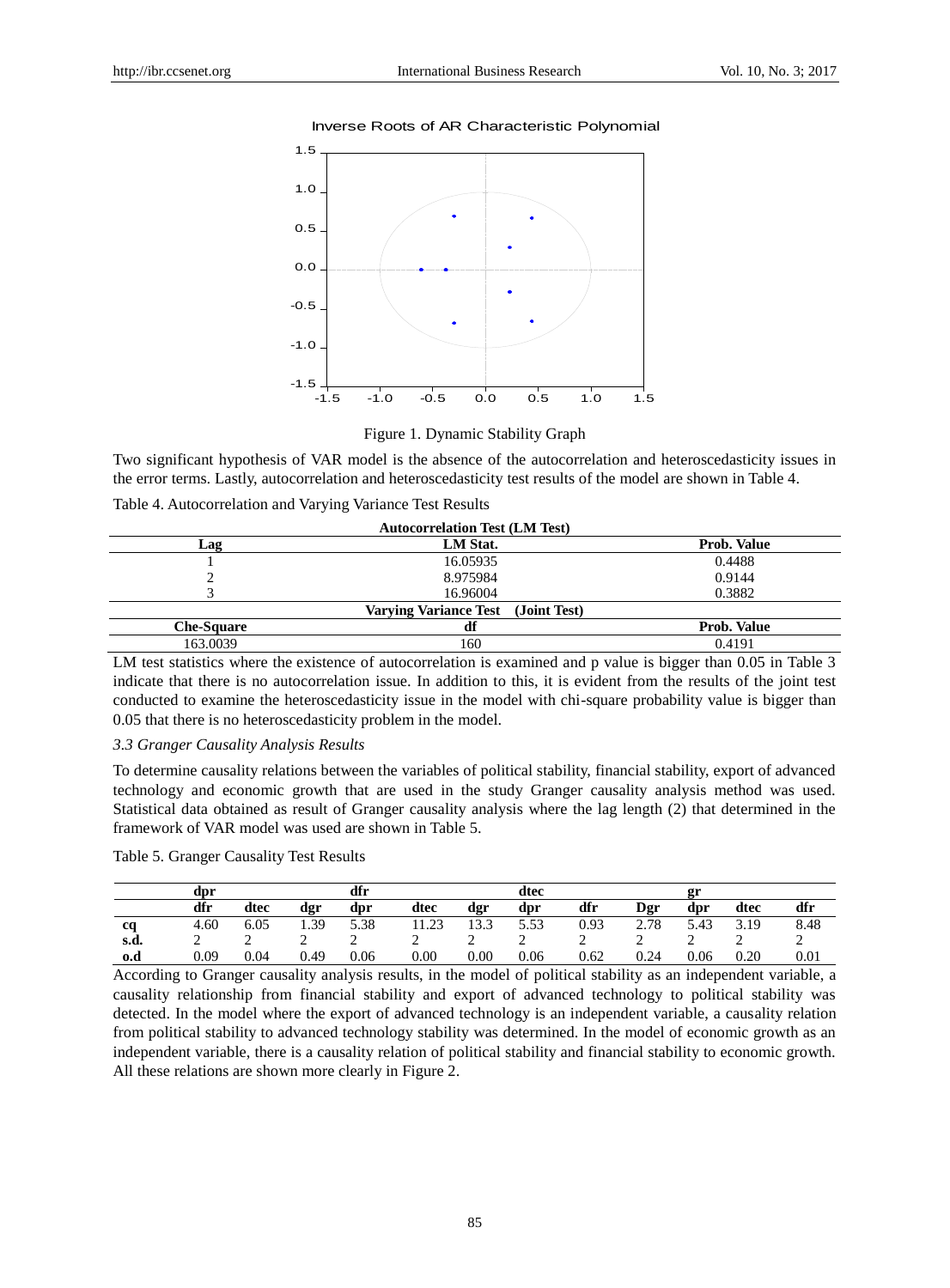Figure 1. Dynamic Stability Graph

Two significant hypothesis of VAR model is the absence of the autocorrelation and heteroscedasticity issues in the error terms. Lastly, autocorrelation and heteroscedasticity test results of the model are shown in Table 4.

Table 4. Autocorrelation and Varying Variance Test Results

| **Autocorrelation Test (LM Test)** | | |
|---|---|---|
| **Lag** | **LM Stat.** | **Prob. Value** |
| 1 | 16.05935 | 0.4488 |
| 2 | 8.975984 | 0.9144 |
| 3 | 16.96004 | 0.3882 |
| **Varying Variance Test (Joint Test)** | | |
| **Che-Square** | **df** | **Prob. Value** |
| 163.0039 | 160 | 0.4191 |

LM test statistics where the existence of autocorrelation is examined and p value is bigger than 0.05 in Table 3 indicate that there is no autocorrelation issue. In addition to this, it is evident from the results of the joint test conducted to examine the heteroscedasticity issue in the model with chi-square probability value is bigger than 0.05 that there is no heteroscedasticity problem in the model.

### *3.3 Granger Causality Analysis Results*

To determine causality relations between the variables of political stability, financial stability, export of advanced technology and economic growth that are used in the study Granger causality analysis method was used. Statistical data obtained as result of Granger causality analysis where the lag length (2) that determined in the framework of VAR model was used are shown in Table 5.

Table 5. Granger Causality Test Results

| | **dpr** | | | **dfr** | | | **dtec** | | | **gr** | | |
|---|---|---|---|---|---|---|---|---|---|---|---|---|
| | **dfr** | **dtec** | **dgr** | **dpr** | **dtec** | **dgr** | **dpr** | **dfr** | **Dgr** | **dpr** | **dtec** | **dfr** |
| **cq** | 4.60 | 6.05 | 1.39 | 5.38 | 11.23 | 13.3 | 5.53 | 0.93 | 2.78 | 5.43 | 3.19 | 8.48 |
| **s.d.** | 2 | 2 | 2 | 2 | 2 | 2 | 2 | 2 | 2 | 2 | 2 | 2 |
| **o.d** | 0.09 | 0.04 | 0.49 | 0.06 | 0.00 | 0.00 | 0.06 | 0.62 | 0.24 | 0.06 | 0.20 | 0.01 |

According to Granger causality analysis results, in the model of political stability as an independent variable, a causality relationship from financial stability and export of advanced technology to political stability was detected. In the model where the export of advanced technology is an independent variable, a causality relation from political stability to advanced technology stability was determined. In the model of economic growth as an independent variable, there is a causality relation of political stability and financial stability to economic growth. All these relations are shown more clearly in Figure 2.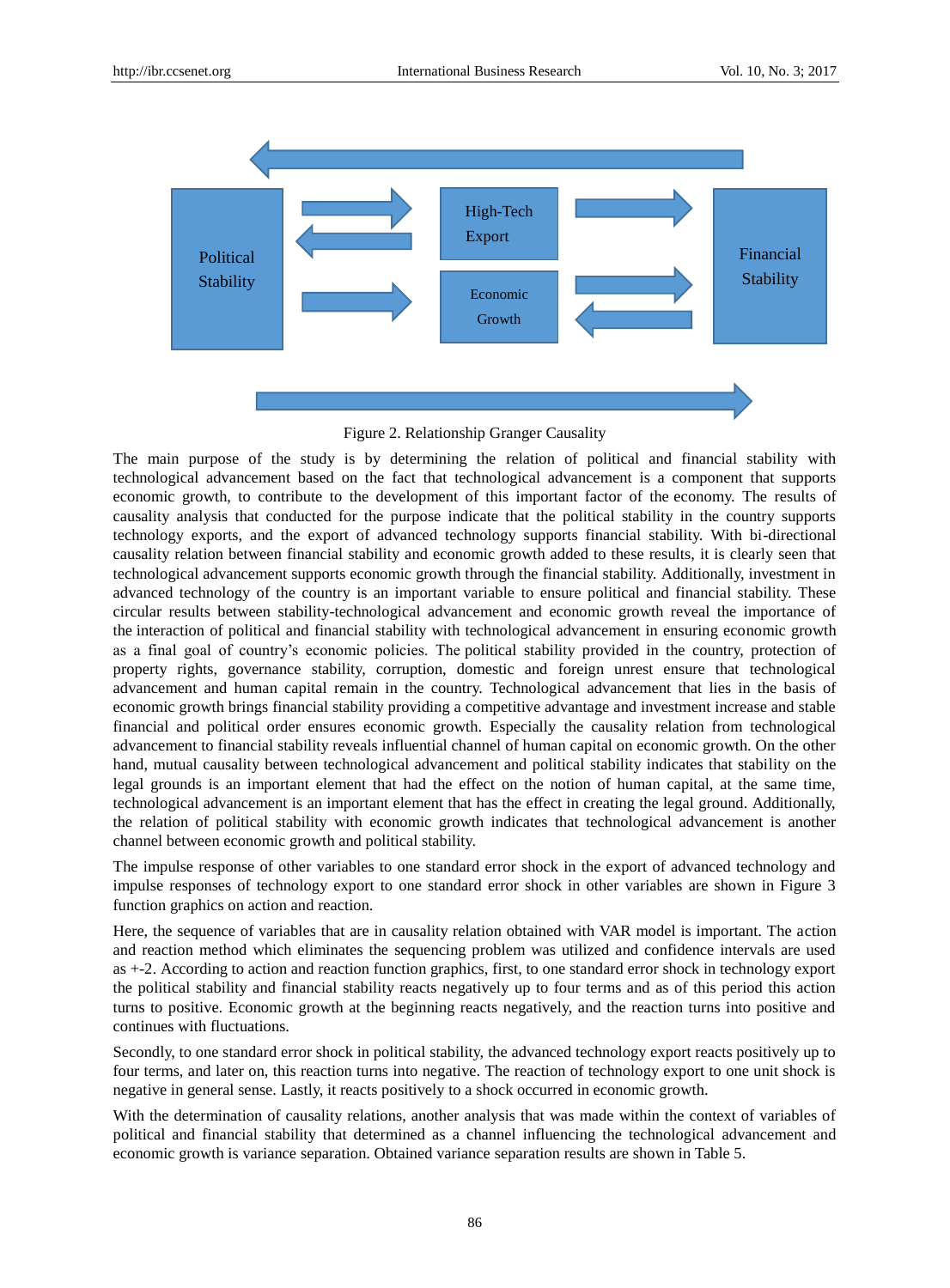Figure 2. Relationship Granger Causality

The main purpose of the study is by determining the relation of political and financial stability with technological advancement based on the fact that technological advancement is a component that supports economic growth, to contribute to the development of this important factor of the economy. The results of causality analysis that conducted for the purpose indicate that the political stability in the country supports technology exports, and the export of advanced technology supports financial stability. With bi-directional causality relation between financial stability and economic growth added to these results, it is clearly seen that technological advancement supports economic growth through the financial stability. Additionally, investment in advanced technology of the country is an important variable to ensure political and financial stability. These circular results between stability-technological advancement and economic growth reveal the importance of the interaction of political and financial stability with technological advancement in ensuring economic growth as a final goal of country's economic policies. The political stability provided in the country, protection of property rights, governance stability, corruption, domestic and foreign unrest ensure that technological advancement and human capital remain in the country. Technological advancement that lies in the basis of economic growth brings financial stability providing a competitive advantage and investment increase and stable financial and political order ensures economic growth. Especially the causality relation from technological advancement to financial stability reveals influential channel of human capital on economic growth. On the other hand, mutual causality between technological advancement and political stability indicates that stability on the legal grounds is an important element that had the effect on the notion of human capital, at the same time, technological advancement is an important element that has the effect in creating the legal ground. Additionally, the relation of political stability with economic growth indicates that technological advancement is another channel between economic growth and political stability.

The impulse response of other variables to one standard error shock in the export of advanced technology and impulse responses of technology export to one standard error shock in other variables are shown in Figure 3 function graphics on action and reaction.

Here, the sequence of variables that are in causality relation obtained with VAR model is important. The action and reaction method which eliminates the sequencing problem was utilized and confidence intervals are used as +-2. According to action and reaction function graphics, first, to one standard error shock in technology export the political stability and financial stability reacts negatively up to four terms and as of this period this action turns to positive. Economic growth at the beginning reacts negatively, and the reaction turns into positive and continues with fluctuations.

Secondly, to one standard error shock in political stability, the advanced technology export reacts positively up to four terms, and later on, this reaction turns into negative. The reaction of technology export to one unit shock is negative in general sense. Lastly, it reacts positively to a shock occurred in economic growth.

With the determination of causality relations, another analysis that was made within the context of variables of political and financial stability that determined as a channel influencing the technological advancement and economic growth is variance separation. Obtained variance separation results are shown in Table 5.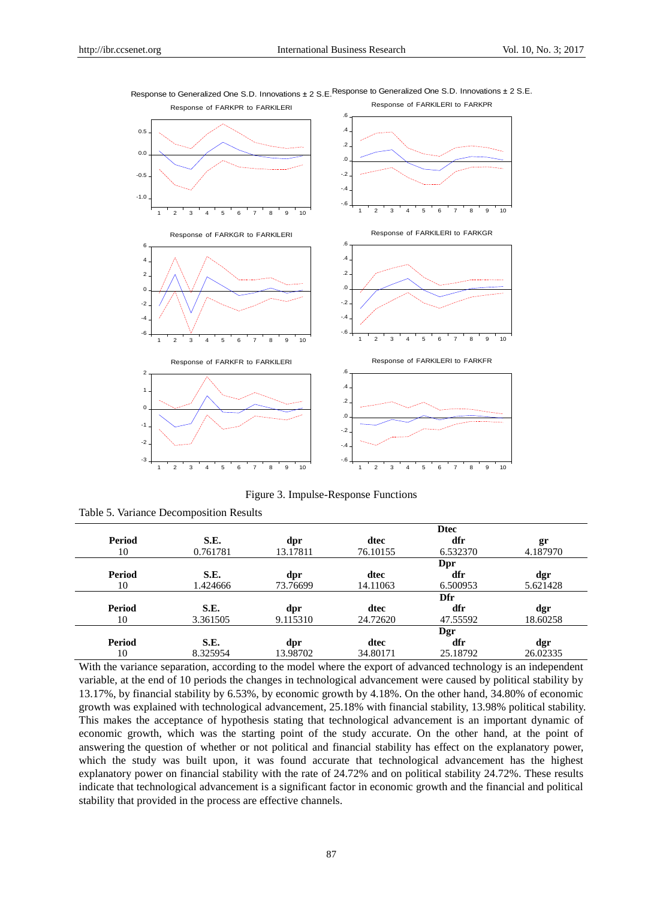Figure 3. Impulse-Response Functions

Table 5. Variance Decomposition Results

| | | | | Dtec | |
|---|---|---|---|---|---|
| **Period** | **S.E.** | **dpr** | **dtec** | **dfr** | **gr** |
| 10 | 0.761781 | 13.17811 | 76.10155 | 6.532370 | 4.187970 |
| | | | | **Dpr** | |
| **Period** | **S.E.** | **dpr** | **dtec** | **dfr** | **dgr** |
| 10 | 1.424666 | 73.76699 | 14.11063 | 6.500953 | 5.621428 |
| | | | | **Dfr** | |
| **Period** | **S.E.** | **dpr** | **dtec** | **dfr** | **dgr** |
| 10 | 3.361505 | 9.115310 | 24.72620 | 47.55592 | 18.60258 |
| | | | | **Dgr** | |
| **Period** | **S.E.** | **dpr** | **dtec** | **dfr** | **dgr** |
| 10 | 8.325954 | 13.98702 | 34.80171 | 25.18792 | 26.02335 |

With the variance separation, according to the model where the export of advanced technology is an independent variable, at the end of 10 periods the changes in technological advancement were caused by political stability by 13.17%, by financial stability by 6.53%, by economic growth by 4.18%. On the other hand, 34.80% of economic growth was explained with technological advancement, 25.18% with financial stability, 13.98% political stability. This makes the acceptance of hypothesis stating that technological advancement is an important dynamic of economic growth, which was the starting point of the study accurate. On the other hand, at the point of answering the question of whether or not political and financial stability has effect on the explanatory power, which the study was built upon, it was found accurate that technological advancement has the highest explanatory power on financial stability with the rate of 24.72% and on political stability 24.72%. These results indicate that technological advancement is a significant factor in economic growth and the financial and political stability that provided in the process are effective channels.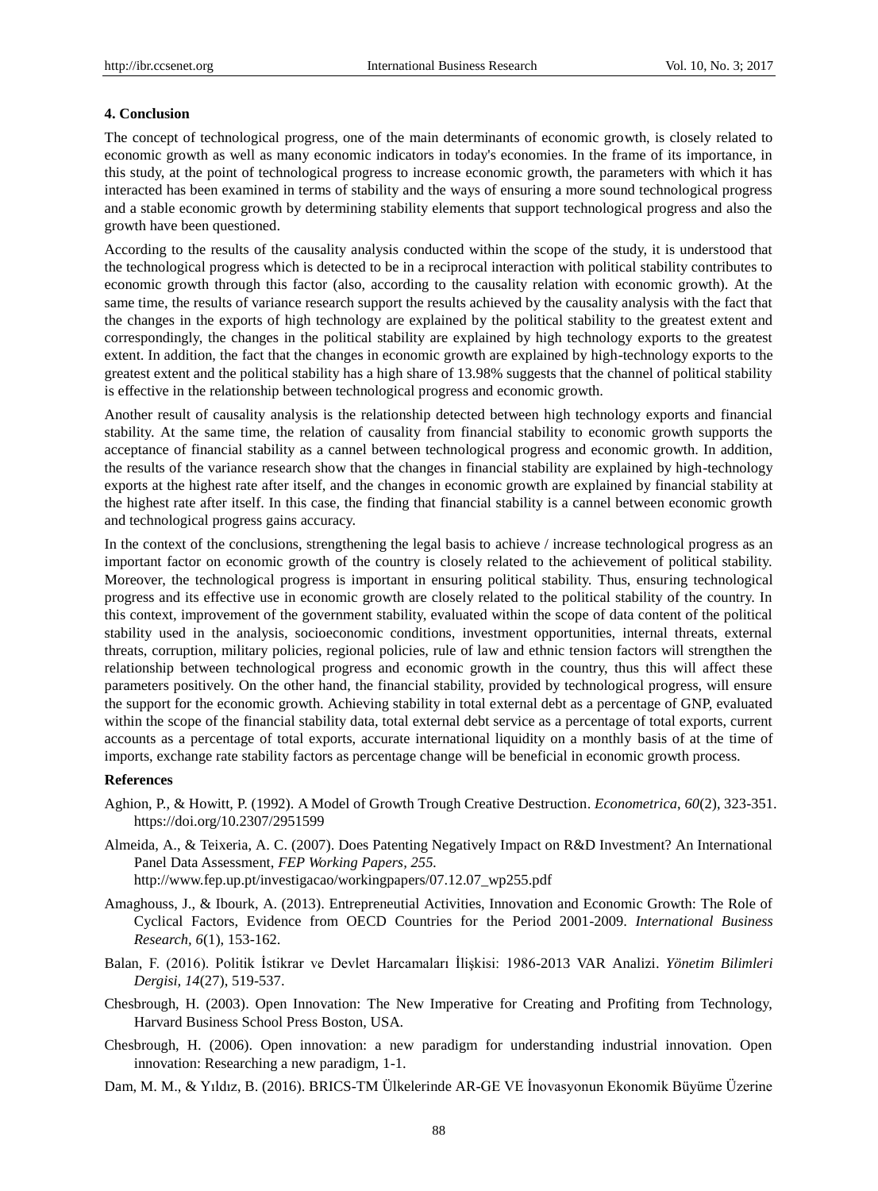### 4. Conclusion

The concept of technological progress, one of the main determinants of economic growth, is closely related to economic growth as well as many economic indicators in today's economies. In the frame of its importance, in this study, at the point of technological progress to increase economic growth, the parameters with which it has interacted has been examined in terms of stability and the ways of ensuring a more sound technological progress and a stable economic growth by determining stability elements that support technological progress and also the growth have been questioned.

According to the results of the causality analysis conducted within the scope of the study, it is understood that the technological progress which is detected to be in a reciprocal interaction with political stability contributes to economic growth through this factor (also, according to the causality relation with economic growth). At the same time, the results of variance research support the results achieved by the causality analysis with the fact that the changes in the exports of high technology are explained by the political stability to the greatest extent and correspondingly, the changes in the political stability are explained by high technology exports to the greatest extent. In addition, the fact that the changes in economic growth are explained by high-technology exports to the greatest extent and the political stability has a high share of 13.98% suggests that the channel of political stability is effective in the relationship between technological progress and economic growth.

Another result of causality analysis is the relationship detected between high technology exports and financial stability. At the same time, the relation of causality from financial stability to economic growth supports the acceptance of financial stability as a cannel between technological progress and economic growth. In addition, the results of the variance research show that the changes in financial stability are explained by high-technology exports at the highest rate after itself, and the changes in economic growth are explained by financial stability at the highest rate after itself. In this case, the finding that financial stability is a cannel between economic growth and technological progress gains accuracy.

In the context of the conclusions, strengthening the legal basis to achieve / increase technological progress as an important factor on economic growth of the country is closely related to the achievement of political stability. Moreover, the technological progress is important in ensuring political stability. Thus, ensuring technological progress and its effective use in economic growth are closely related to the political stability of the country. In this context, improvement of the government stability, evaluated within the scope of data content of the political stability used in the analysis, socioeconomic conditions, investment opportunities, internal threats, external threats, corruption, military policies, regional policies, rule of law and ethnic tension factors will strengthen the relationship between technological progress and economic growth in the country, thus this will affect these parameters positively. On the other hand, the financial stability, provided by technological progress, will ensure the support for the economic growth. Achieving stability in total external debt as a percentage of GNP, evaluated within the scope of the financial stability data, total external debt service as a percentage of total exports, current accounts as a percentage of total exports, accurate international liquidity on a monthly basis of at the time of imports, exchange rate stability factors as percentage change will be beneficial in economic growth process.

### References

Aghion, P., & Howitt, P. (1992). A Model of Growth Trough Creative Destruction. *Econometrica, 60*(2), 323-351. https://doi.org/10.2307/2951599

Almeida, A., & Teixeria, A. C. (2007). Does Patenting Negatively Impact on R&D Investment? An International Panel Data Assessment, *FEP Working Papers, 255.* http://www.fep.up.pt/investigacao/workingpapers/07.12.07_wp255.pdf

Amaghouss, J., & Ibourk, A. (2013). Entrepreneutial Activities, Innovation and Economic Growth: The Role of Cyclical Factors, Evidence from OECD Countries for the Period 2001-2009. *International Business Research, 6*(1), 153-162.

Balan, F. (2016). Politik İstikrar ve Devlet Harcamaları İlişkisi: 1986-2013 VAR Analizi. *Yönetim Bilimleri Dergisi, 14*(27), 519-537.

Chesbrough, H. (2003). Open Innovation: The New Imperative for Creating and Profiting from Technology, Harvard Business School Press Boston, USA.

Chesbrough, H. (2006). Open innovation: a new paradigm for understanding industrial innovation. Open innovation: Researching a new paradigm, 1-1.

Dam, M. M., & Yıldız, B. (2016). BRICS-TM Ülkelerinde AR-GE VE İnovasyonun Ekonomik Büyüme Üzerine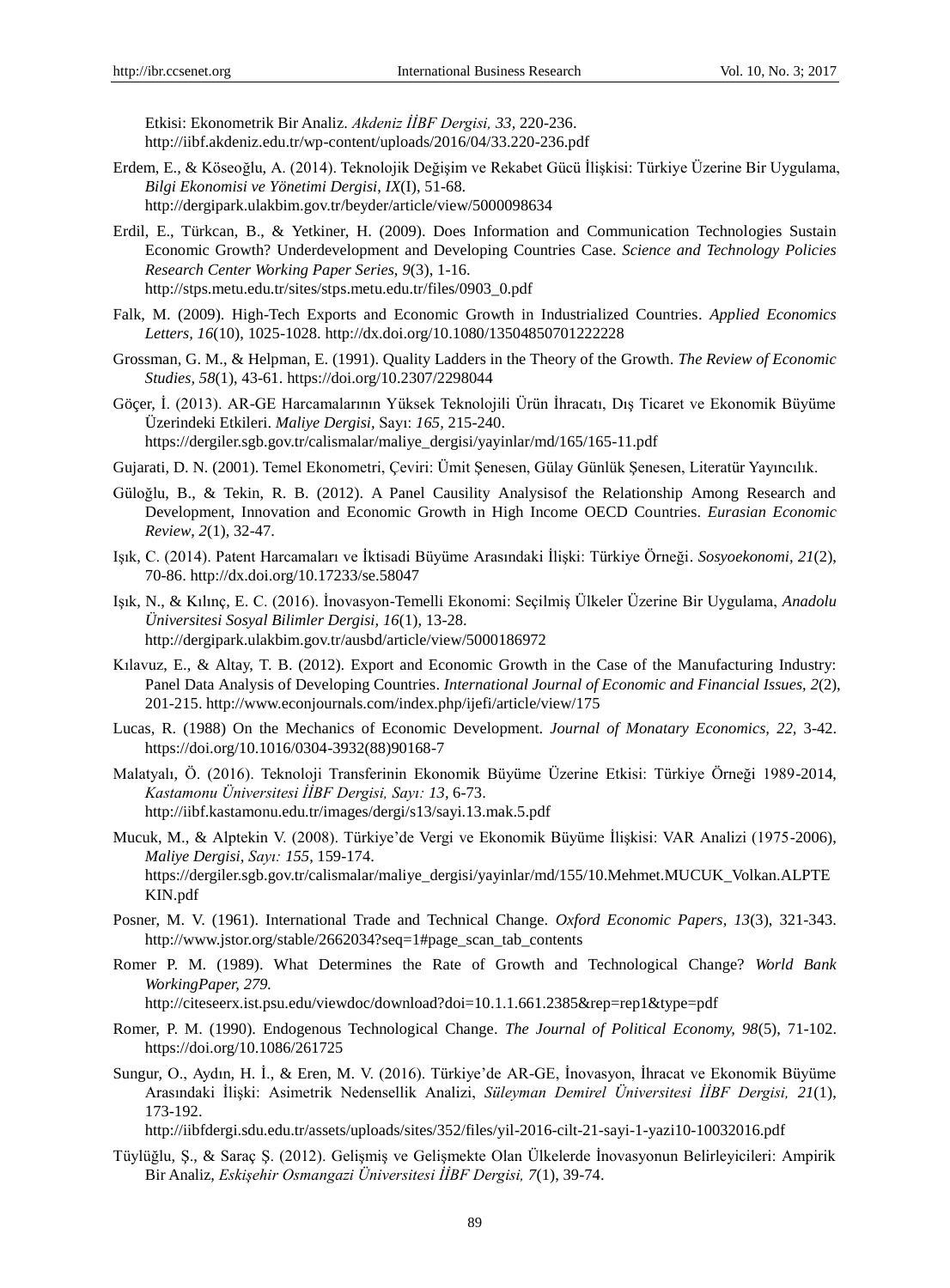Etkisi: Ekonometrik Bir Analiz. *Akdeniz İİBF Dergisi, 33*, 220-236. http://iibf.akdeniz.edu.tr/wp-content/uploads/2016/04/33.220-236.pdf

Erdem, E., & Köseoğlu, A. (2014). Teknolojik Değişim ve Rekabet Gücü İlişkisi: Türkiye Üzerine Bir Uygulama, *Bilgi Ekonomisi ve Yönetimi Dergisi, IX*(I), 51-68. http://dergipark.ulakbim.gov.tr/beyder/article/view/5000098634

Erdil, E., Türkcan, B., & Yetkiner, H. (2009). Does Information and Communication Technologies Sustain Economic Growth? Underdevelopment and Developing Countries Case. *Science and Technology Policies Research Center Working Paper Series, 9*(3), 1-16. http://stps.metu.edu.tr/sites/stps.metu.edu.tr/files/0903_0.pdf

Falk, M. (2009). High-Tech Exports and Economic Growth in Industrialized Countries. *Applied Economics Letters, 16*(10), 1025-1028. http://dx.doi.org/10.1080/13504850701222228

Grossman, G. M., & Helpman, E. (1991). Quality Ladders in the Theory of the Growth. *The Review of Economic Studies, 58*(1), 43-61. https://doi.org/10.2307/2298044

Göçer, İ. (2013). AR-GE Harcamalarının Yüksek Teknolojili Ürün İhracatı, Dış Ticaret ve Ekonomik Büyüme Üzerindeki Etkileri. *Maliye Dergisi,* Sayı: *165,* 215-240. https://dergiler.sgb.gov.tr/calismalar/maliye_dergisi/yayinlar/md/165/165-11.pdf

Gujarati, D. N. (2001). Temel Ekonometri, Çeviri: Ümit Şenesen, Gülay Günlük Şenesen, Literatür Yayıncılık.

Güloğlu, B., & Tekin, R. B. (2012). A Panel Causility Analysisof the Relationship Among Research and Development, Innovation and Economic Growth in High Income OECD Countries. *Eurasian Economic Review, 2*(1), 32-47.

Işık, C. (2014). Patent Harcamaları ve İktisadi Büyüme Arasındaki İlişki: Türkiye Örneği. *Sosyoekonomi, 21*(2), 70-86. http://dx.doi.org/10.17233/se.58047

Işık, N., & Kılınç, E. C. (2016). İnovasyon-Temelli Ekonomi: Seçilmiş Ülkeler Üzerine Bir Uygulama, *Anadolu Üniversitesi Sosyal Bilimler Dergisi, 16*(1), 13-28. http://dergipark.ulakbim.gov.tr/ausbd/article/view/5000186972

Kılavuz, E., & Altay, T. B. (2012). Export and Economic Growth in the Case of the Manufacturing Industry: Panel Data Analysis of Developing Countries. *International Journal of Economic and Financial Issues, 2*(2), 201-215. http://www.econjournals.com/index.php/ijefi/article/view/175

Lucas, R. (1988) On the Mechanics of Economic Development. *Journal of Monatary Economics, 22,* 3-42. https://doi.org/10.1016/0304-3932(88)90168-7

Malatyalı, Ö. (2016). Teknoloji Transferinin Ekonomik Büyüme Üzerine Etkisi: Türkiye Örneği 1989-2014, *Kastamonu Üniversitesi İİBF Dergisi, Sayı: 13*, 6-73. http://iibf.kastamonu.edu.tr/images/dergi/s13/sayi.13.mak.5.pdf

Mucuk, M., & Alptekin V. (2008). Türkiye'de Vergi ve Ekonomik Büyüme İlişkisi: VAR Analizi (1975-2006), *Maliye Dergisi, Sayı: 155*, 159-174. https://dergiler.sgb.gov.tr/calismalar/maliye_dergisi/yayinlar/md/155/10.Mehmet.MUCUK_Volkan.ALPTEKIN.pdf

Posner, M. V. (1961). International Trade and Technical Change. *Oxford Economic Papers, 13*(3), 321-343. http://www.jstor.org/stable/2662034?seq=1#page_scan_tab_contents

Romer P. M. (1989). What Determines the Rate of Growth and Technological Change? *World Bank WorkingPaper, 279.* http://citeseerx.ist.psu.edu/viewdoc/download?doi=10.1.1.661.2385&rep=rep1&type=pdf

Romer, P. M. (1990). Endogenous Technological Change. *The Journal of Political Economy, 98*(5), 71-102. https://doi.org/10.1086/261725

Sungur, O., Aydın, H. İ., & Eren, M. V. (2016). Türkiye'de AR-GE, İnovasyon, İhracat ve Ekonomik Büyüme Arasındaki İlişki: Asimetrik Nedensellik Analizi, *Süleyman Demirel Üniversitesi İİBF Dergisi, 21*(1), 173-192. http://iibfdergi.sdu.edu.tr/assets/uploads/sites/352/files/yil-2016-cilt-21-sayi-1-yazi10-10032016.pdf

Tüylüğlu, Ş., & Saraç Ş. (2012). Gelişmiş ve Gelişmekte Olan Ülkelerde İnovasyonun Belirleyicileri: Ampirik Bir Analiz, *Eskişehir Osmangazi Üniversitesi İİBF Dergisi, 7*(1), 39-74.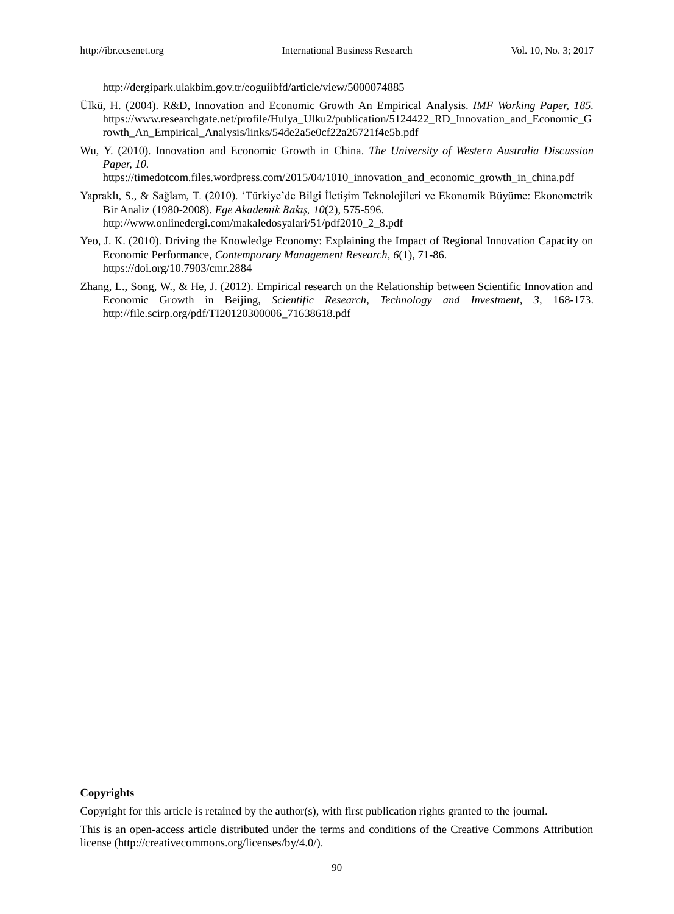http://dergipark.ulakbim.gov.tr/eoguiibfd/article/view/5000074885

Ülkü, H. (2004). R&D, Innovation and Economic Growth An Empirical Analysis. *IMF Working Paper, 185.* https://www.researchgate.net/profile/Hulya_Ulku2/publication/5124422_RD_Innovation_and_Economic_Growth_An_Empirical_Analysis/links/54de2a5e0cf22a26721f4e5b.pdf

Wu, Y. (2010). Innovation and Economic Growth in China. *The University of Western Australia Discussion Paper, 10.* https://timedotcom.files.wordpress.com/2015/04/1010_innovation_and_economic_growth_in_china.pdf

Yapraklı, S., & Sağlam, T. (2010). 'Türkiye'de Bilgi İletişim Teknolojileri ve Ekonomik Büyüme: Ekonometrik Bir Analiz (1980-2008). *Ege Akademik Bakış, 10*(2), 575-596. http://www.onlinedergi.com/makaledosyalari/51/pdf2010_2_8.pdf

Yeo, J. K. (2010). Driving the Knowledge Economy: Explaining the Impact of Regional Innovation Capacity on Economic Performance, *Contemporary Management Research, 6*(1), 71-86. https://doi.org/10.7903/cmr.2884

Zhang, L., Song, W., & He, J. (2012). Empirical research on the Relationship between Scientific Innovation and Economic Growth in Beijing, *Scientific Research, Technology and Investment, 3*, 168-173. http://file.scirp.org/pdf/TI20120300006_71638618.pdf

**Copyrights**

Copyright for this article is retained by the author(s), with first publication rights granted to the journal.

This is an open-access article distributed under the terms and conditions of the Creative Commons Attribution license (http://creativecommons.org/licenses/by/4.0/).